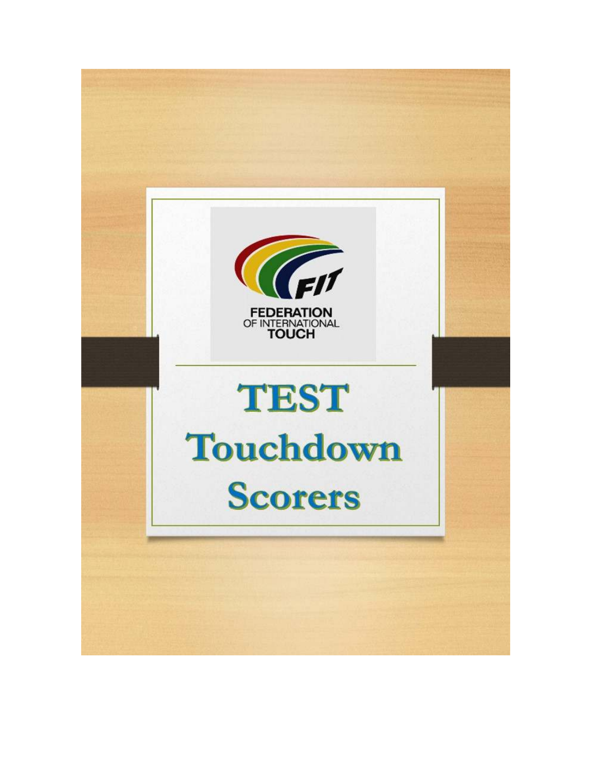FEDERATION
OF INTERNATIONAL
TOUCH

# TEST Touchdown Scorers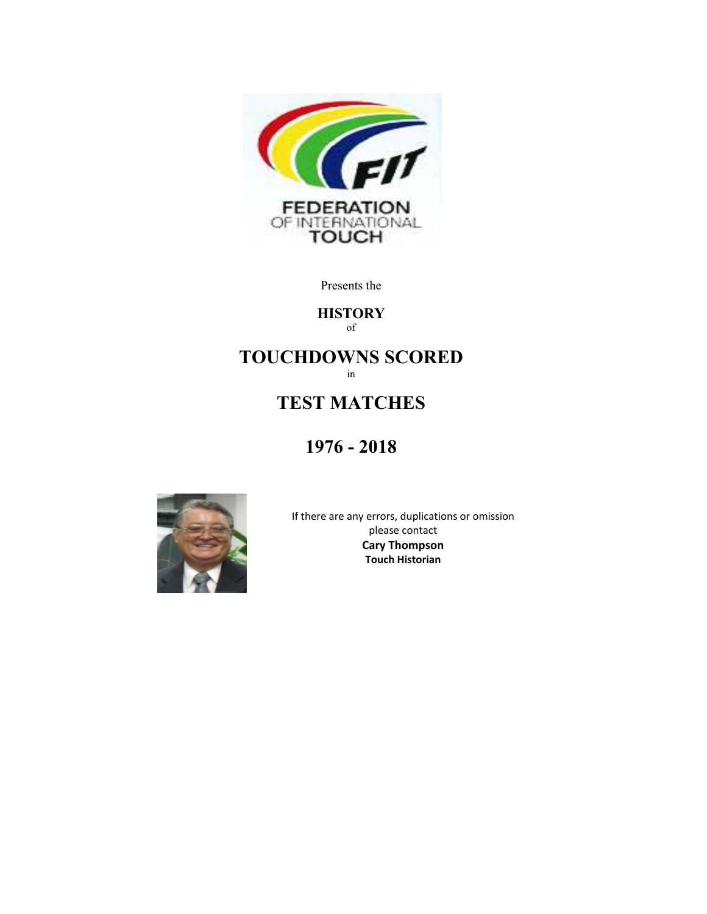FEDERATION OF INTERNATIONAL TOUCH

Presents the

**HISTORY**
of

# TOUCHDOWNS SCORED
in

# TEST MATCHES

# 1976 - 2018

If there are any errors, duplications or omission please contact

**Cary Thompson**
**Touch Historian**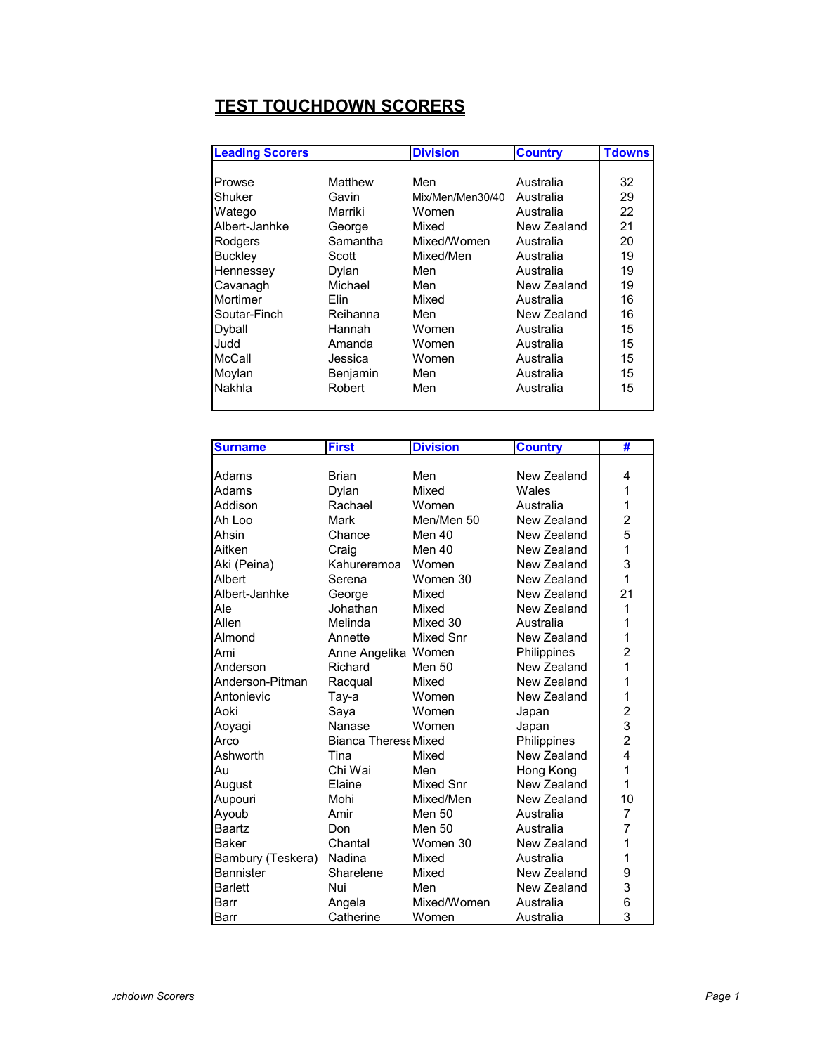## TEST TOUCHDOWN SCORERS

| Leading Scorers | | Division | Country | Tdowns |
|---|---|---|---|---|
| Prowse | Matthew | Men | Australia | 32 |
| Shuker | Gavin | Mix/Men/Men30/40 | Australia | 29 |
| Watego | Marriki | Women | Australia | 22 |
| Albert-Janhke | George | Mixed | New Zealand | 21 |
| Rodgers | Samantha | Mixed/Women | Australia | 20 |
| Buckley | Scott | Mixed/Men | Australia | 19 |
| Hennessey | Dylan | Men | Australia | 19 |
| Cavanagh | Michael | Men | New Zealand | 19 |
| Mortimer | Elin | Mixed | Australia | 16 |
| Soutar-Finch | Reihanna | Men | New Zealand | 16 |
| Dyball | Hannah | Women | Australia | 15 |
| Judd | Amanda | Women | Australia | 15 |
| McCall | Jessica | Women | Australia | 15 |
| Moylan | Benjamin | Men | Australia | 15 |
| Nakhla | Robert | Men | Australia | 15 |

| Surname | First | Division | Country | # |
|---|---|---|---|---|
| Adams | Brian | Men | New Zealand | 4 |
| Adams | Dylan | Mixed | Wales | 1 |
| Addison | Rachael | Women | Australia | 1 |
| Ah Loo | Mark | Men/Men 50 | New Zealand | 2 |
| Ahsin | Chance | Men 40 | New Zealand | 5 |
| Aitken | Craig | Men 40 | New Zealand | 1 |
| Aki (Peina) | Kahureremoa | Women | New Zealand | 3 |
| Albert | Serena | Women 30 | New Zealand | 1 |
| Albert-Janhke | George | Mixed | New Zealand | 21 |
| Ale | Johathan | Mixed | New Zealand | 1 |
| Allen | Melinda | Mixed 30 | Australia | 1 |
| Almond | Annette | Mixed Snr | New Zealand | 1 |
| Ami | Anne Angelika | Women | Philippines | 2 |
| Anderson | Richard | Men 50 | New Zealand | 1 |
| Anderson-Pitman | Racqual | Mixed | New Zealand | 1 |
| Antonievic | Tay-a | Women | New Zealand | 1 |
| Aoki | Saya | Women | Japan | 2 |
| Aoyagi | Nanase | Women | Japan | 3 |
| Arco | Bianca Therese | Mixed | Philippines | 2 |
| Ashworth | Tina | Mixed | New Zealand | 4 |
| Au | Chi Wai | Men | Hong Kong | 1 |
| August | Elaine | Mixed Snr | New Zealand | 1 |
| Aupouri | Mohi | Mixed/Men | New Zealand | 10 |
| Ayoub | Amir | Men 50 | Australia | 7 |
| Baartz | Don | Men 50 | Australia | 7 |
| Baker | Chantal | Women 30 | New Zealand | 1 |
| Bambury (Teskera) | Nadina | Mixed | Australia | 1 |
| Bannister | Sharelene | Mixed | New Zealand | 9 |
| Barlett | Nui | Men | New Zealand | 3 |
| Barr | Angela | Mixed/Women | Australia | 6 |
| Barr | Catherine | Women | Australia | 3 |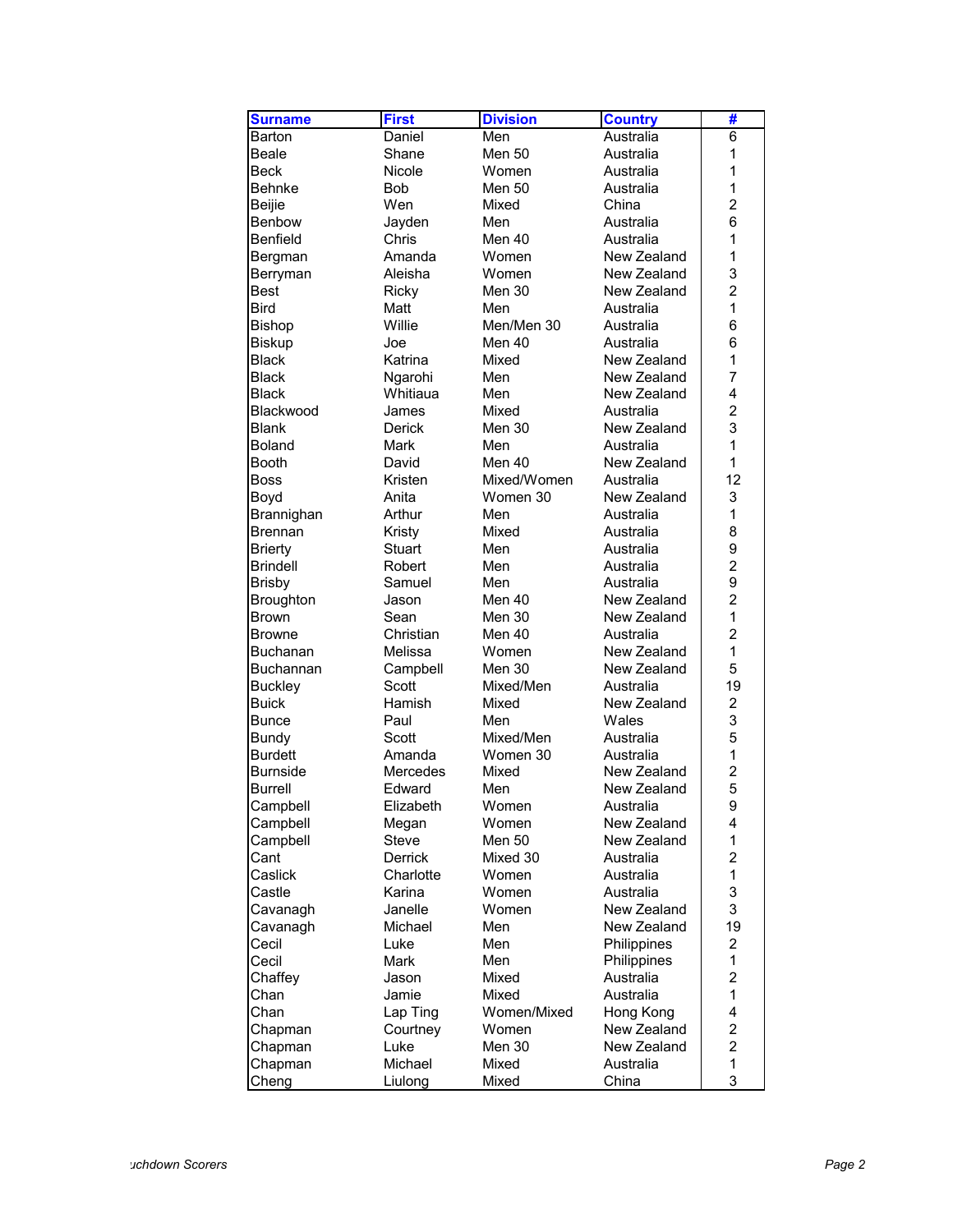| Surname | First | Division | Country | # |
|---|---|---|---|---|
| Barton | Daniel | Men | Australia | 6 |
| Beale | Shane | Men 50 | Australia | 1 |
| Beck | Nicole | Women | Australia | 1 |
| Behnke | Bob | Men 50 | Australia | 1 |
| Beijie | Wen | Mixed | China | 2 |
| Benbow | Jayden | Men | Australia | 6 |
| Benfield | Chris | Men 40 | Australia | 1 |
| Bergman | Amanda | Women | New Zealand | 1 |
| Berryman | Aleisha | Women | New Zealand | 3 |
| Best | Ricky | Men 30 | New Zealand | 2 |
| Bird | Matt | Men | Australia | 1 |
| Bishop | Willie | Men/Men 30 | Australia | 6 |
| Biskup | Joe | Men 40 | Australia | 6 |
| Black | Katrina | Mixed | New Zealand | 1 |
| Black | Ngarohi | Men | New Zealand | 7 |
| Black | Whitiaua | Men | New Zealand | 4 |
| Blackwood | James | Mixed | Australia | 2 |
| Blank | Derick | Men 30 | New Zealand | 3 |
| Boland | Mark | Men | Australia | 1 |
| Booth | David | Men 40 | New Zealand | 1 |
| Boss | Kristen | Mixed/Women | Australia | 12 |
| Boyd | Anita | Women 30 | New Zealand | 3 |
| Brannighan | Arthur | Men | Australia | 1 |
| Brennan | Kristy | Mixed | Australia | 8 |
| Brierty | Stuart | Men | Australia | 9 |
| Brindell | Robert | Men | Australia | 2 |
| Brisby | Samuel | Men | Australia | 9 |
| Broughton | Jason | Men 40 | New Zealand | 2 |
| Brown | Sean | Men 30 | New Zealand | 1 |
| Browne | Christian | Men 40 | Australia | 2 |
| Buchanan | Melissa | Women | New Zealand | 1 |
| Buchannan | Campbell | Men 30 | New Zealand | 5 |
| Buckley | Scott | Mixed/Men | Australia | 19 |
| Buick | Hamish | Mixed | New Zealand | 2 |
| Bunce | Paul | Men | Wales | 3 |
| Bundy | Scott | Mixed/Men | Australia | 5 |
| Burdett | Amanda | Women 30 | Australia | 1 |
| Burnside | Mercedes | Mixed | New Zealand | 2 |
| Burrell | Edward | Men | New Zealand | 5 |
| Campbell | Elizabeth | Women | Australia | 9 |
| Campbell | Megan | Women | New Zealand | 4 |
| Campbell | Steve | Men 50 | New Zealand | 1 |
| Cant | Derrick | Mixed 30 | Australia | 2 |
| Caslick | Charlotte | Women | Australia | 1 |
| Castle | Karina | Women | Australia | 3 |
| Cavanagh | Janelle | Women | New Zealand | 3 |
| Cavanagh | Michael | Men | New Zealand | 19 |
| Cecil | Luke | Men | Philippines | 2 |
| Cecil | Mark | Men | Philippines | 1 |
| Chaffey | Jason | Mixed | Australia | 2 |
| Chan | Jamie | Mixed | Australia | 1 |
| Chan | Lap Ting | Women/Mixed | Hong Kong | 4 |
| Chapman | Courtney | Women | New Zealand | 2 |
| Chapman | Luke | Men 30 | New Zealand | 2 |
| Chapman | Michael | Mixed | Australia | 1 |
| Cheng | Liulong | Mixed | China | 3 |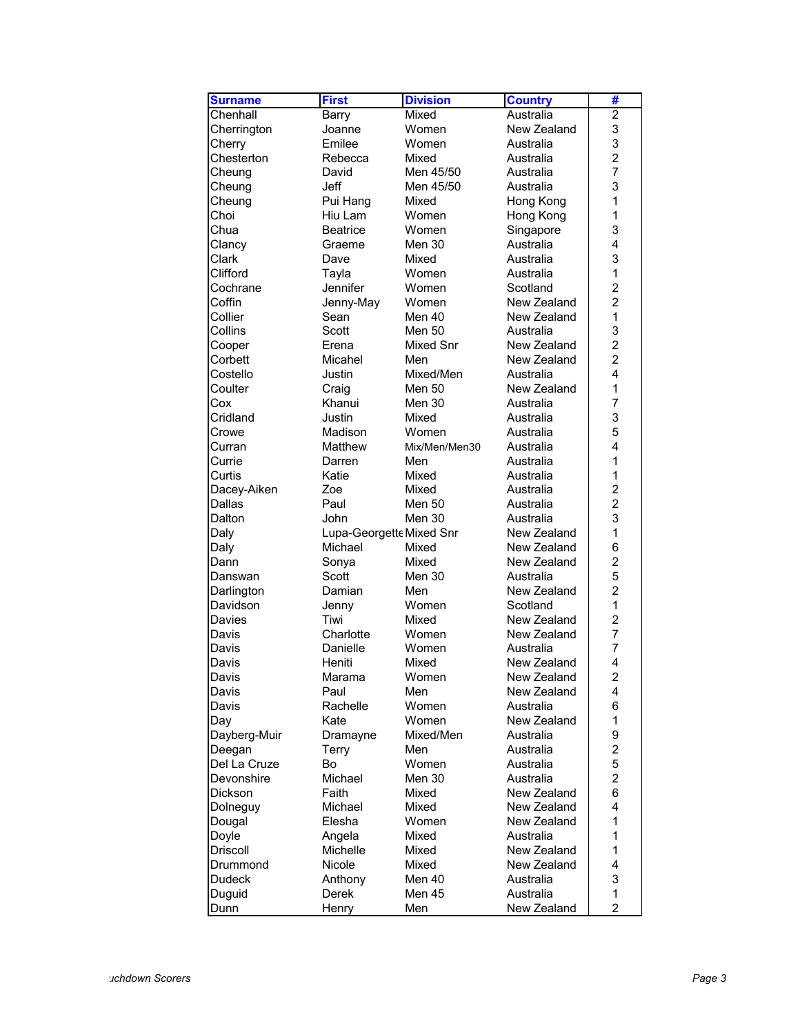| Surname | First | Division | Country | # |
|---|---|---|---|---|
| Chenhall | Barry | Mixed | Australia | 2 |
| Cherrington | Joanne | Women | New Zealand | 3 |
| Cherry | Emilee | Women | Australia | 3 |
| Chesterton | Rebecca | Mixed | Australia | 2 |
| Cheung | David | Men 45/50 | Australia | 7 |
| Cheung | Jeff | Men 45/50 | Australia | 3 |
| Cheung | Pui Hang | Mixed | Hong Kong | 1 |
| Choi | Hiu Lam | Women | Hong Kong | 1 |
| Chua | Beatrice | Women | Singapore | 3 |
| Clancy | Graeme | Men 30 | Australia | 4 |
| Clark | Dave | Mixed | Australia | 3 |
| Clifford | Tayla | Women | Australia | 1 |
| Cochrane | Jennifer | Women | Scotland | 2 |
| Coffin | Jenny-May | Women | New Zealand | 2 |
| Collier | Sean | Men 40 | New Zealand | 1 |
| Collins | Scott | Men 50 | Australia | 3 |
| Cooper | Erena | Mixed Snr | New Zealand | 2 |
| Corbett | Micahel | Men | New Zealand | 2 |
| Costello | Justin | Mixed/Men | Australia | 4 |
| Coulter | Craig | Men 50 | New Zealand | 1 |
| Cox | Khanui | Men 30 | Australia | 7 |
| Cridland | Justin | Mixed | Australia | 3 |
| Crowe | Madison | Women | Australia | 5 |
| Curran | Matthew | Mix/Men/Men30 | Australia | 4 |
| Currie | Darren | Men | Australia | 1 |
| Curtis | Katie | Mixed | Australia | 1 |
| Dacey-Aiken | Zoe | Mixed | Australia | 2 |
| Dallas | Paul | Men 50 | Australia | 2 |
| Dalton | John | Men 30 | Australia | 3 |
| Daly | Lupa-Georgette | Mixed Snr | New Zealand | 1 |
| Daly | Michael | Mixed | New Zealand | 6 |
| Dann | Sonya | Mixed | New Zealand | 2 |
| Danswan | Scott | Men 30 | Australia | 5 |
| Darlington | Damian | Men | New Zealand | 2 |
| Davidson | Jenny | Women | Scotland | 1 |
| Davies | Tiwi | Mixed | New Zealand | 2 |
| Davis | Charlotte | Women | New Zealand | 7 |
| Davis | Danielle | Women | Australia | 7 |
| Davis | Heniti | Mixed | New Zealand | 4 |
| Davis | Marama | Women | New Zealand | 2 |
| Davis | Paul | Men | New Zealand | 4 |
| Davis | Rachelle | Women | Australia | 6 |
| Day | Kate | Women | New Zealand | 1 |
| Dayberg-Muir | Dramayne | Mixed/Men | Australia | 9 |
| Deegan | Terry | Men | Australia | 2 |
| Del La Cruze | Bo | Women | Australia | 5 |
| Devonshire | Michael | Men 30 | Australia | 2 |
| Dickson | Faith | Mixed | New Zealand | 6 |
| Dolneguy | Michael | Mixed | New Zealand | 4 |
| Dougal | Elesha | Women | New Zealand | 1 |
| Doyle | Angela | Mixed | Australia | 1 |
| Driscoll | Michelle | Mixed | New Zealand | 1 |
| Drummond | Nicole | Mixed | New Zealand | 4 |
| Dudeck | Anthony | Men 40 | Australia | 3 |
| Duguid | Derek | Men 45 | Australia | 1 |
| Dunn | Henry | Men | New Zealand | 2 |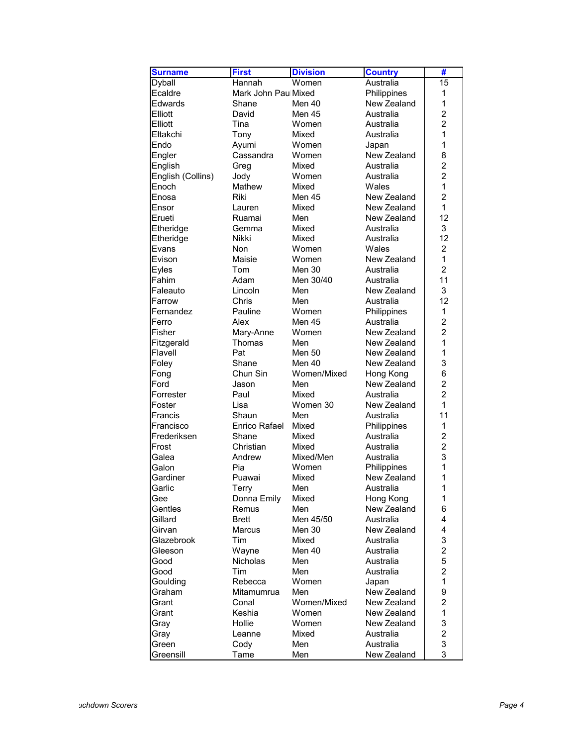| Surname | First | Division | Country | # |
|---|---|---|---|---|
| Dyball | Hannah | Women | Australia | 15 |
| Ecaldre | Mark John Pau | Mixed | Philippines | 1 |
| Edwards | Shane | Men 40 | New Zealand | 1 |
| Elliott | David | Men 45 | Australia | 2 |
| Elliott | Tina | Women | Australia | 2 |
| Eltakchi | Tony | Mixed | Australia | 1 |
| Endo | Ayumi | Women | Japan | 1 |
| Engler | Cassandra | Women | New Zealand | 8 |
| English | Greg | Mixed | Australia | 2 |
| English (Collins) | Jody | Women | Australia | 2 |
| Enoch | Mathew | Mixed | Wales | 1 |
| Enosa | Riki | Men 45 | New Zealand | 2 |
| Ensor | Lauren | Mixed | New Zealand | 1 |
| Erueti | Ruamai | Men | New Zealand | 12 |
| Etheridge | Gemma | Mixed | Australia | 3 |
| Etheridge | Nikki | Mixed | Australia | 12 |
| Evans | Non | Women | Wales | 2 |
| Evison | Maisie | Women | New Zealand | 1 |
| Eyles | Tom | Men 30 | Australia | 2 |
| Fahim | Adam | Men 30/40 | Australia | 11 |
| Faleauto | Lincoln | Men | New Zealand | 3 |
| Farrow | Chris | Men | Australia | 12 |
| Fernandez | Pauline | Women | Philippines | 1 |
| Ferro | Alex | Men 45 | Australia | 2 |
| Fisher | Mary-Anne | Women | New Zealand | 2 |
| Fitzgerald | Thomas | Men | New Zealand | 1 |
| Flavell | Pat | Men 50 | New Zealand | 1 |
| Foley | Shane | Men 40 | New Zealand | 3 |
| Fong | Chun Sin | Women/Mixed | Hong Kong | 6 |
| Ford | Jason | Men | New Zealand | 2 |
| Forrester | Paul | Mixed | Australia | 2 |
| Foster | Lisa | Women 30 | New Zealand | 1 |
| Francis | Shaun | Men | Australia | 11 |
| Francisco | Enrico Rafael | Mixed | Philippines | 1 |
| Frederiksen | Shane | Mixed | Australia | 2 |
| Frost | Christian | Mixed | Australia | 2 |
| Galea | Andrew | Mixed/Men | Australia | 3 |
| Galon | Pia | Women | Philippines | 1 |
| Gardiner | Puawai | Mixed | New Zealand | 1 |
| Garlic | Terry | Men | Australia | 1 |
| Gee | Donna Emily | Mixed | Hong Kong | 1 |
| Gentles | Remus | Men | New Zealand | 6 |
| Gillard | Brett | Men 45/50 | Australia | 4 |
| Girvan | Marcus | Men 30 | New Zealand | 4 |
| Glazebrook | Tim | Mixed | Australia | 3 |
| Gleeson | Wayne | Men 40 | Australia | 2 |
| Good | Nicholas | Men | Australia | 5 |
| Good | Tim | Men | Australia | 2 |
| Goulding | Rebecca | Women | Japan | 1 |
| Graham | Mitamumrua | Men | New Zealand | 9 |
| Grant | Conal | Women/Mixed | New Zealand | 2 |
| Grant | Keshia | Women | New Zealand | 1 |
| Gray | Hollie | Women | New Zealand | 3 |
| Gray | Leanne | Mixed | Australia | 2 |
| Green | Cody | Men | Australia | 3 |
| Greensill | Tame | Men | New Zealand | 3 |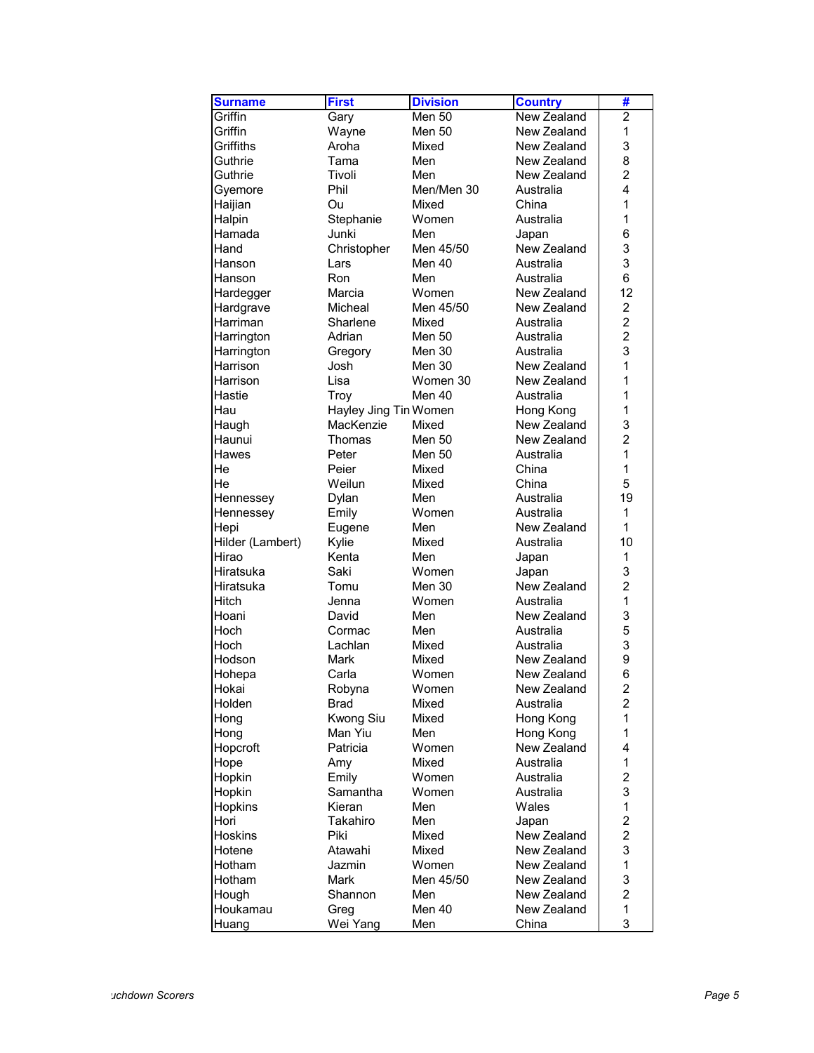| Surname | First | Division | Country | # |
|---|---|---|---|---|
| Griffin | Gary | Men 50 | New Zealand | 2 |
| Griffin | Wayne | Men 50 | New Zealand | 1 |
| Griffiths | Aroha | Mixed | New Zealand | 3 |
| Guthrie | Tama | Men | New Zealand | 8 |
| Guthrie | Tivoli | Men | New Zealand | 2 |
| Gyemore | Phil | Men/Men 30 | Australia | 4 |
| Haijian | Ou | Mixed | China | 1 |
| Halpin | Stephanie | Women | Australia | 1 |
| Hamada | Junki | Men | Japan | 6 |
| Hand | Christopher | Men 45/50 | New Zealand | 3 |
| Hanson | Lars | Men 40 | Australia | 3 |
| Hanson | Ron | Men | Australia | 6 |
| Hardegger | Marcia | Women | New Zealand | 12 |
| Hardgrave | Micheal | Men 45/50 | New Zealand | 2 |
| Harriman | Sharlene | Mixed | Australia | 2 |
| Harrington | Adrian | Men 50 | Australia | 2 |
| Harrington | Gregory | Men 30 | Australia | 3 |
| Harrison | Josh | Men 30 | New Zealand | 1 |
| Harrison | Lisa | Women 30 | New Zealand | 1 |
| Hastie | Troy | Men 40 | Australia | 1 |
| Hau | Hayley Jing Tin | Women | Hong Kong | 1 |
| Haugh | MacKenzie | Mixed | New Zealand | 3 |
| Haunui | Thomas | Men 50 | New Zealand | 2 |
| Hawes | Peter | Men 50 | Australia | 1 |
| He | Peier | Mixed | China | 1 |
| He | Weilun | Mixed | China | 5 |
| Hennessey | Dylan | Men | Australia | 19 |
| Hennessey | Emily | Women | Australia | 1 |
| Hepi | Eugene | Men | New Zealand | 1 |
| Hilder (Lambert) | Kylie | Mixed | Australia | 10 |
| Hirao | Kenta | Men | Japan | 1 |
| Hiratsuka | Saki | Women | Japan | 3 |
| Hiratsuka | Tomu | Men 30 | New Zealand | 2 |
| Hitch | Jenna | Women | Australia | 1 |
| Hoani | David | Men | New Zealand | 3 |
| Hoch | Cormac | Men | Australia | 5 |
| Hoch | Lachlan | Mixed | Australia | 3 |
| Hodson | Mark | Mixed | New Zealand | 9 |
| Hohepa | Carla | Women | New Zealand | 6 |
| Hokai | Robyna | Women | New Zealand | 2 |
| Holden | Brad | Mixed | Australia | 2 |
| Hong | Kwong Siu | Mixed | Hong Kong | 1 |
| Hong | Man Yiu | Men | Hong Kong | 1 |
| Hopcroft | Patricia | Women | New Zealand | 4 |
| Hope | Amy | Mixed | Australia | 1 |
| Hopkin | Emily | Women | Australia | 2 |
| Hopkin | Samantha | Women | Australia | 3 |
| Hopkins | Kieran | Men | Wales | 1 |
| Hori | Takahiro | Men | Japan | 2 |
| Hoskins | Piki | Mixed | New Zealand | 2 |
| Hotene | Atawahi | Mixed | New Zealand | 3 |
| Hotham | Jazmin | Women | New Zealand | 1 |
| Hotham | Mark | Men 45/50 | New Zealand | 3 |
| Hough | Shannon | Men | New Zealand | 2 |
| Houkamau | Greg | Men 40 | New Zealand | 1 |
| Huang | Wei Yang | Men | China | 3 |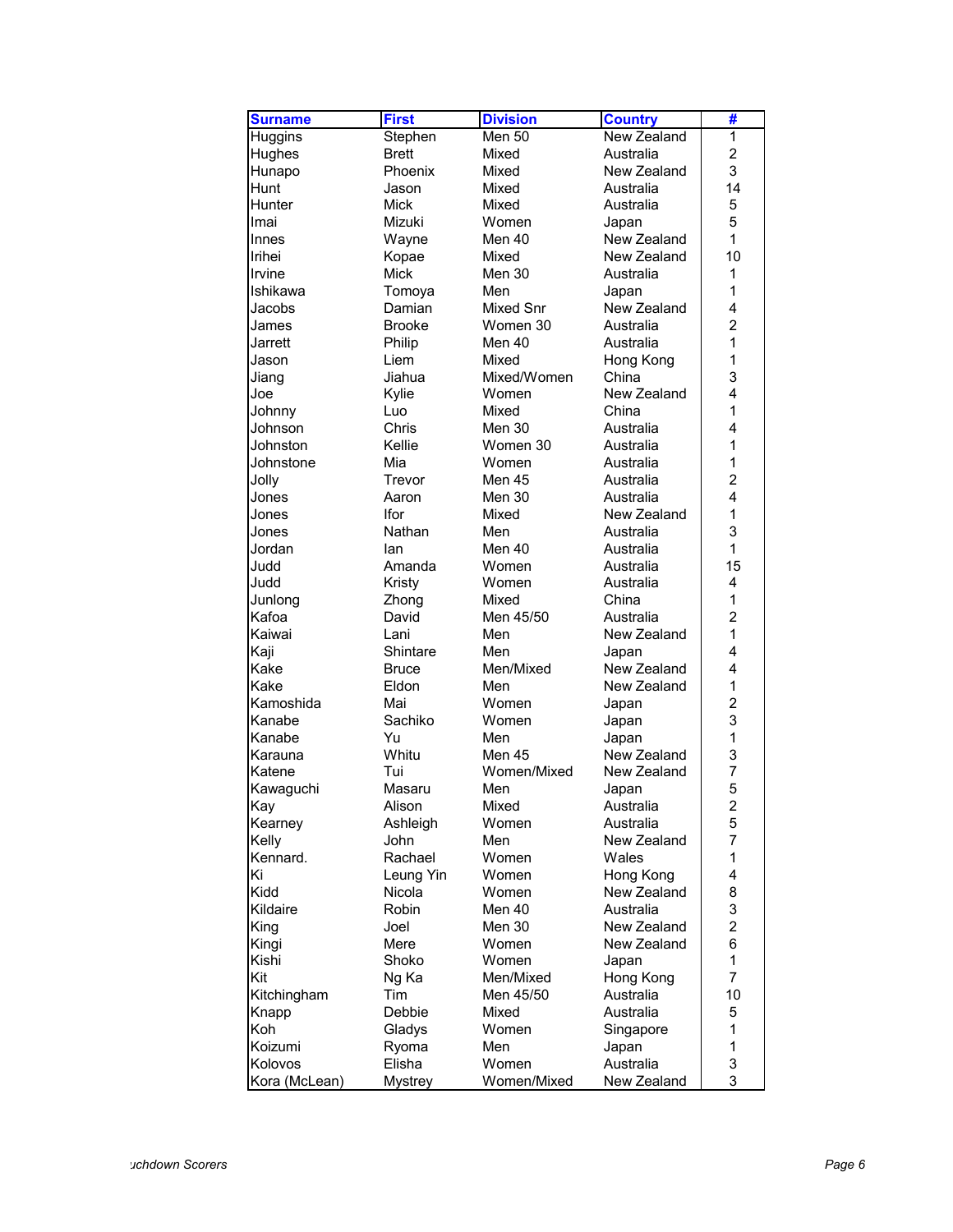| Surname | First | Division | Country | # |
|---|---|---|---|---|
| Huggins | Stephen | Men 50 | New Zealand | 1 |
| Hughes | Brett | Mixed | Australia | 2 |
| Hunapo | Phoenix | Mixed | New Zealand | 3 |
| Hunt | Jason | Mixed | Australia | 14 |
| Hunter | Mick | Mixed | Australia | 5 |
| Imai | Mizuki | Women | Japan | 5 |
| Innes | Wayne | Men 40 | New Zealand | 1 |
| Irihei | Kopae | Mixed | New Zealand | 10 |
| Irvine | Mick | Men 30 | Australia | 1 |
| Ishikawa | Tomoya | Men | Japan | 1 |
| Jacobs | Damian | Mixed Snr | New Zealand | 4 |
| James | Brooke | Women 30 | Australia | 2 |
| Jarrett | Philip | Men 40 | Australia | 1 |
| Jason | Liem | Mixed | Hong Kong | 1 |
| Jiang | Jiahua | Mixed/Women | China | 3 |
| Joe | Kylie | Women | New Zealand | 4 |
| Johnny | Luo | Mixed | China | 1 |
| Johnson | Chris | Men 30 | Australia | 4 |
| Johnston | Kellie | Women 30 | Australia | 1 |
| Johnstone | Mia | Women | Australia | 1 |
| Jolly | Trevor | Men 45 | Australia | 2 |
| Jones | Aaron | Men 30 | Australia | 4 |
| Jones | Ifor | Mixed | New Zealand | 1 |
| Jones | Nathan | Men | Australia | 3 |
| Jordan | Ian | Men 40 | Australia | 1 |
| Judd | Amanda | Women | Australia | 15 |
| Judd | Kristy | Women | Australia | 4 |
| Junlong | Zhong | Mixed | China | 1 |
| Kafoa | David | Men 45/50 | Australia | 2 |
| Kaiwai | Lani | Men | New Zealand | 1 |
| Kaji | Shintare | Men | Japan | 4 |
| Kake | Bruce | Men/Mixed | New Zealand | 4 |
| Kake | Eldon | Men | New Zealand | 1 |
| Kamoshida | Mai | Women | Japan | 2 |
| Kanabe | Sachiko | Women | Japan | 3 |
| Kanabe | Yu | Men | Japan | 1 |
| Karauna | Whitu | Men 45 | New Zealand | 3 |
| Katene | Tui | Women/Mixed | New Zealand | 7 |
| Kawaguchi | Masaru | Men | Japan | 5 |
| Kay | Alison | Mixed | Australia | 2 |
| Kearney | Ashleigh | Women | Australia | 5 |
| Kelly | John | Men | New Zealand | 7 |
| Kennard. | Rachael | Women | Wales | 1 |
| Ki | Leung Yin | Women | Hong Kong | 4 |
| Kidd | Nicola | Women | New Zealand | 8 |
| Kildaire | Robin | Men 40 | Australia | 3 |
| King | Joel | Men 30 | New Zealand | 2 |
| Kingi | Mere | Women | New Zealand | 6 |
| Kishi | Shoko | Women | Japan | 1 |
| Kit | Ng Ka | Men/Mixed | Hong Kong | 7 |
| Kitchingham | Tim | Men 45/50 | Australia | 10 |
| Knapp | Debbie | Mixed | Australia | 5 |
| Koh | Gladys | Women | Singapore | 1 |
| Koizumi | Ryoma | Men | Japan | 1 |
| Kolovos | Elisha | Women | Australia | 3 |
| Kora (McLean) | Mystrey | Women/Mixed | New Zealand | 3 |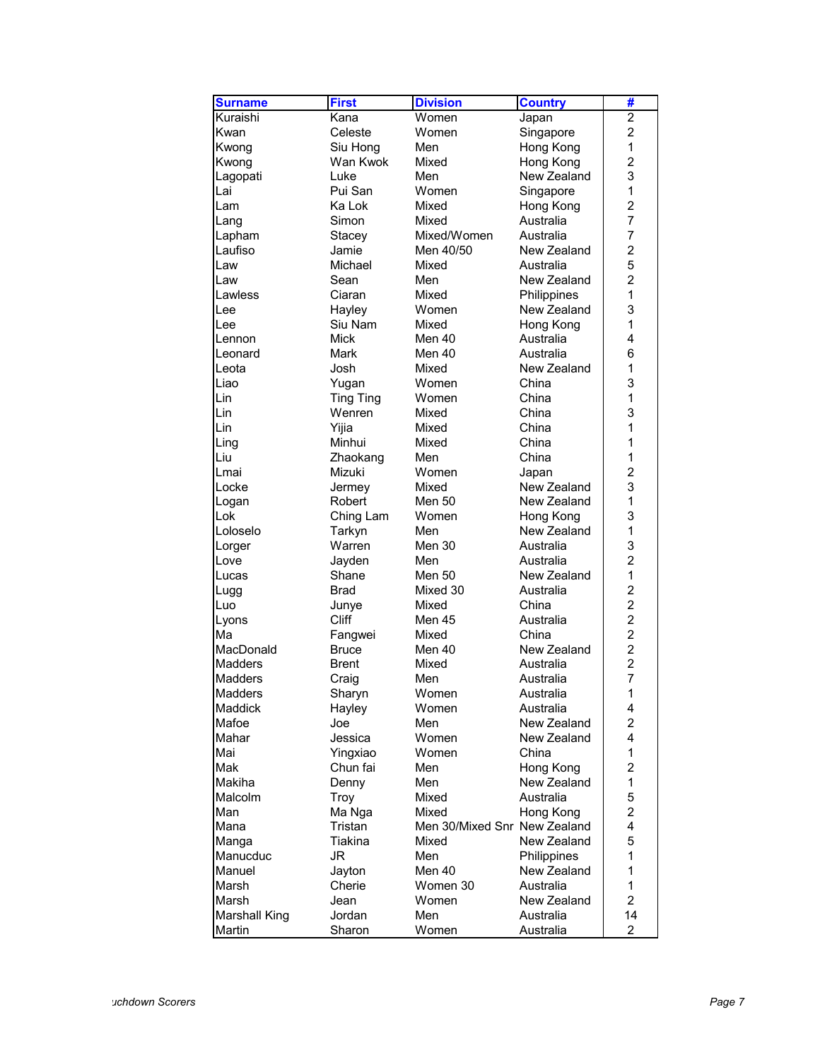| Surname | First | Division | Country | # |
|---|---|---|---|---|
| Kuraishi | Kana | Women | Japan | 2 |
| Kwan | Celeste | Women | Singapore | 2 |
| Kwong | Siu Hong | Men | Hong Kong | 1 |
| Kwong | Wan Kwok | Mixed | Hong Kong | 2 |
| Lagopati | Luke | Men | New Zealand | 3 |
| Lai | Pui San | Women | Singapore | 1 |
| Lam | Ka Lok | Mixed | Hong Kong | 2 |
| Lang | Simon | Mixed | Australia | 7 |
| Lapham | Stacey | Mixed/Women | Australia | 7 |
| Laufiso | Jamie | Men 40/50 | New Zealand | 2 |
| Law | Michael | Mixed | Australia | 5 |
| Law | Sean | Men | New Zealand | 2 |
| Lawless | Ciaran | Mixed | Philippines | 1 |
| Lee | Hayley | Women | New Zealand | 3 |
| Lee | Siu Nam | Mixed | Hong Kong | 1 |
| Lennon | Mick | Men 40 | Australia | 4 |
| Leonard | Mark | Men 40 | Australia | 6 |
| Leota | Josh | Mixed | New Zealand | 1 |
| Liao | Yugan | Women | China | 3 |
| Lin | Ting Ting | Women | China | 1 |
| Lin | Wenren | Mixed | China | 3 |
| Lin | Yijia | Mixed | China | 1 |
| Ling | Minhui | Mixed | China | 1 |
| Liu | Zhaokang | Men | China | 1 |
| Lmai | Mizuki | Women | Japan | 2 |
| Locke | Jermey | Mixed | New Zealand | 3 |
| Logan | Robert | Men 50 | New Zealand | 1 |
| Lok | Ching Lam | Women | Hong Kong | 3 |
| Loloselo | Tarkyn | Men | New Zealand | 1 |
| Lorger | Warren | Men 30 | Australia | 3 |
| Love | Jayden | Men | Australia | 2 |
| Lucas | Shane | Men 50 | New Zealand | 1 |
| Lugg | Brad | Mixed 30 | Australia | 2 |
| Luo | Junye | Mixed | China | 2 |
| Lyons | Cliff | Men 45 | Australia | 2 |
| Ma | Fangwei | Mixed | China | 2 |
| MacDonald | Bruce | Men 40 | New Zealand | 2 |
| Madders | Brent | Mixed | Australia | 2 |
| Madders | Craig | Men | Australia | 7 |
| Madders | Sharyn | Women | Australia | 1 |
| Maddick | Hayley | Women | Australia | 4 |
| Mafoe | Joe | Men | New Zealand | 2 |
| Mahar | Jessica | Women | New Zealand | 4 |
| Mai | Yingxiao | Women | China | 1 |
| Mak | Chun fai | Men | Hong Kong | 2 |
| Makiha | Denny | Men | New Zealand | 1 |
| Malcolm | Troy | Mixed | Australia | 5 |
| Man | Ma Nga | Mixed | Hong Kong | 2 |
| Mana | Tristan | Men 30/Mixed Snr | New Zealand | 4 |
| Manga | Tiakina | Mixed | New Zealand | 5 |
| Manucduc | JR | Men | Philippines | 1 |
| Manuel | Jayton | Men 40 | New Zealand | 1 |
| Marsh | Cherie | Women 30 | Australia | 1 |
| Marsh | Jean | Women | New Zealand | 2 |
| Marshall King | Jordan | Men | Australia | 14 |
| Martin | Sharon | Women | Australia | 2 |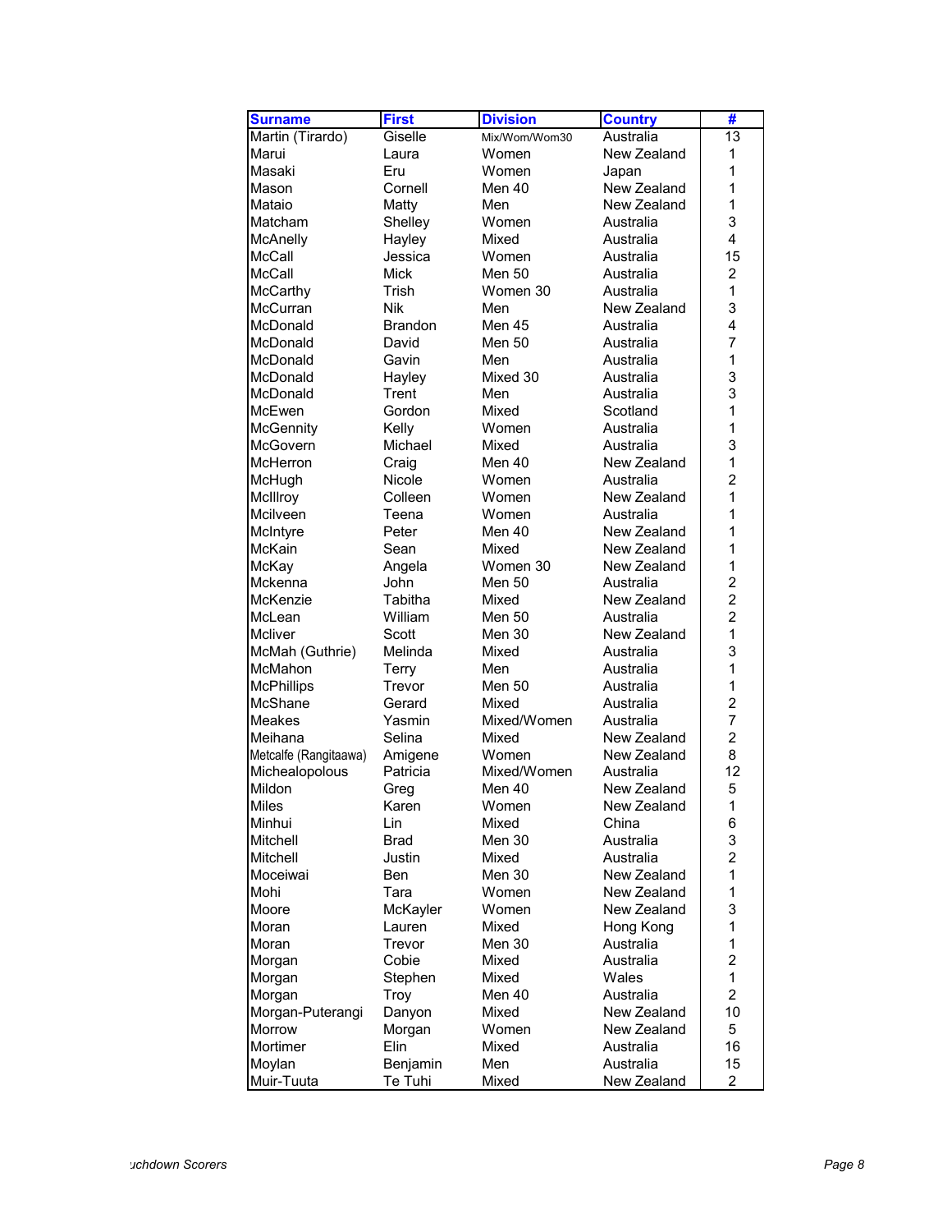| Surname | First | Division | Country | # |
|---|---|---|---|---|
| Martin (Tirardo) | Giselle | Mix/Wom/Wom30 | Australia | 13 |
| Marui | Laura | Women | New Zealand | 1 |
| Masaki | Eru | Women | Japan | 1 |
| Mason | Cornell | Men 40 | New Zealand | 1 |
| Mataio | Matty | Men | New Zealand | 1 |
| Matcham | Shelley | Women | Australia | 3 |
| McAnelly | Hayley | Mixed | Australia | 4 |
| McCall | Jessica | Women | Australia | 15 |
| McCall | Mick | Men 50 | Australia | 2 |
| McCarthy | Trish | Women 30 | Australia | 1 |
| McCurran | Nik | Men | New Zealand | 3 |
| McDonald | Brandon | Men 45 | Australia | 4 |
| McDonald | David | Men 50 | Australia | 7 |
| McDonald | Gavin | Men | Australia | 1 |
| McDonald | Hayley | Mixed 30 | Australia | 3 |
| McDonald | Trent | Men | Australia | 3 |
| McEwen | Gordon | Mixed | Scotland | 1 |
| McGennity | Kelly | Women | Australia | 1 |
| McGovern | Michael | Mixed | Australia | 3 |
| McHerron | Craig | Men 40 | New Zealand | 1 |
| McHugh | Nicole | Women | Australia | 2 |
| McIllroy | Colleen | Women | New Zealand | 1 |
| Mcilveen | Teena | Women | Australia | 1 |
| McIntyre | Peter | Men 40 | New Zealand | 1 |
| McKain | Sean | Mixed | New Zealand | 1 |
| McKay | Angela | Women 30 | New Zealand | 1 |
| Mckenna | John | Men 50 | Australia | 2 |
| McKenzie | Tabitha | Mixed | New Zealand | 2 |
| McLean | William | Men 50 | Australia | 2 |
| Mcliver | Scott | Men 30 | New Zealand | 1 |
| McMah (Guthrie) | Melinda | Mixed | Australia | 3 |
| McMahon | Terry | Men | Australia | 1 |
| McPhillips | Trevor | Men 50 | Australia | 1 |
| McShane | Gerard | Mixed | Australia | 2 |
| Meakes | Yasmin | Mixed/Women | Australia | 7 |
| Meihana | Selina | Mixed | New Zealand | 2 |
| Metcalfe (Rangitaawa) | Amigene | Women | New Zealand | 8 |
| Michealopolous | Patricia | Mixed/Women | Australia | 12 |
| Mildon | Greg | Men 40 | New Zealand | 5 |
| Miles | Karen | Women | New Zealand | 1 |
| Minhui | Lin | Mixed | China | 6 |
| Mitchell | Brad | Men 30 | Australia | 3 |
| Mitchell | Justin | Mixed | Australia | 2 |
| Moceiwai | Ben | Men 30 | New Zealand | 1 |
| Mohi | Tara | Women | New Zealand | 1 |
| Moore | McKayler | Women | New Zealand | 3 |
| Moran | Lauren | Mixed | Hong Kong | 1 |
| Moran | Trevor | Men 30 | Australia | 1 |
| Morgan | Cobie | Mixed | Australia | 2 |
| Morgan | Stephen | Mixed | Wales | 1 |
| Morgan | Troy | Men 40 | Australia | 2 |
| Morgan-Puterangi | Danyon | Mixed | New Zealand | 10 |
| Morrow | Morgan | Women | New Zealand | 5 |
| Mortimer | Elin | Mixed | Australia | 16 |
| Moylan | Benjamin | Men | Australia | 15 |
| Muir-Tuuta | Te Tuhi | Mixed | New Zealand | 2 |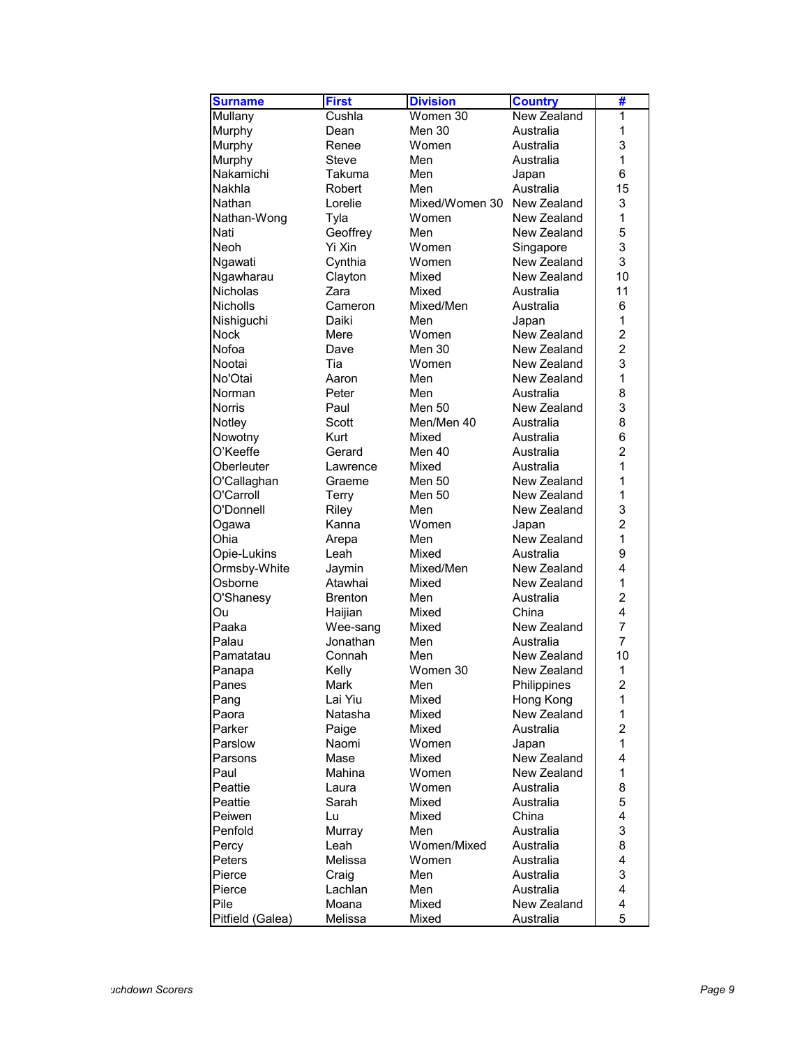| Surname | First | Division | Country | # |
|---|---|---|---|---|
| Mullany | Cushla | Women 30 | New Zealand | 1 |
| Murphy | Dean | Men 30 | Australia | 1 |
| Murphy | Renee | Women | Australia | 3 |
| Murphy | Steve | Men | Australia | 1 |
| Nakamichi | Takuma | Men | Japan | 6 |
| Nakhla | Robert | Men | Australia | 15 |
| Nathan | Lorelie | Mixed/Women 30 | New Zealand | 3 |
| Nathan-Wong | Tyla | Women | New Zealand | 1 |
| Nati | Geoffrey | Men | New Zealand | 5 |
| Neoh | Yi Xin | Women | Singapore | 3 |
| Ngawati | Cynthia | Women | New Zealand | 3 |
| Ngawharau | Clayton | Mixed | New Zealand | 10 |
| Nicholas | Zara | Mixed | Australia | 11 |
| Nicholls | Cameron | Mixed/Men | Australia | 6 |
| Nishiguchi | Daiki | Men | Japan | 1 |
| Nock | Mere | Women | New Zealand | 2 |
| Nofoa | Dave | Men 30 | New Zealand | 2 |
| Nootai | Tia | Women | New Zealand | 3 |
| No'Otai | Aaron | Men | New Zealand | 1 |
| Norman | Peter | Men | Australia | 8 |
| Norris | Paul | Men 50 | New Zealand | 3 |
| Notley | Scott | Men/Men 40 | Australia | 8 |
| Nowotny | Kurt | Mixed | Australia | 6 |
| O'Keeffe | Gerard | Men 40 | Australia | 2 |
| Oberleuter | Lawrence | Mixed | Australia | 1 |
| O'Callaghan | Graeme | Men 50 | New Zealand | 1 |
| O'Carroll | Terry | Men 50 | New Zealand | 1 |
| O'Donnell | Riley | Men | New Zealand | 3 |
| Ogawa | Kanna | Women | Japan | 2 |
| Ohia | Arepa | Men | New Zealand | 1 |
| Opie-Lukins | Leah | Mixed | Australia | 9 |
| Ormsby-White | Jaymin | Mixed/Men | New Zealand | 4 |
| Osborne | Atawhai | Mixed | New Zealand | 1 |
| O'Shanesy | Brenton | Men | Australia | 2 |
| Ou | Haijian | Mixed | China | 4 |
| Paaka | Wee-sang | Mixed | New Zealand | 7 |
| Palau | Jonathan | Men | Australia | 7 |
| Pamatatau | Connah | Men | New Zealand | 10 |
| Panapa | Kelly | Women 30 | New Zealand | 1 |
| Panes | Mark | Men | Philippines | 2 |
| Pang | Lai Yiu | Mixed | Hong Kong | 1 |
| Paora | Natasha | Mixed | New Zealand | 1 |
| Parker | Paige | Mixed | Australia | 2 |
| Parslow | Naomi | Women | Japan | 1 |
| Parsons | Mase | Mixed | New Zealand | 4 |
| Paul | Mahina | Women | New Zealand | 1 |
| Peattie | Laura | Women | Australia | 8 |
| Peattie | Sarah | Mixed | Australia | 5 |
| Peiwen | Lu | Mixed | China | 4 |
| Penfold | Murray | Men | Australia | 3 |
| Percy | Leah | Women/Mixed | Australia | 8 |
| Peters | Melissa | Women | Australia | 4 |
| Pierce | Craig | Men | Australia | 3 |
| Pierce | Lachlan | Men | Australia | 4 |
| Pile | Moana | Mixed | New Zealand | 4 |
| Pitfield (Galea) | Melissa | Mixed | Australia | 5 |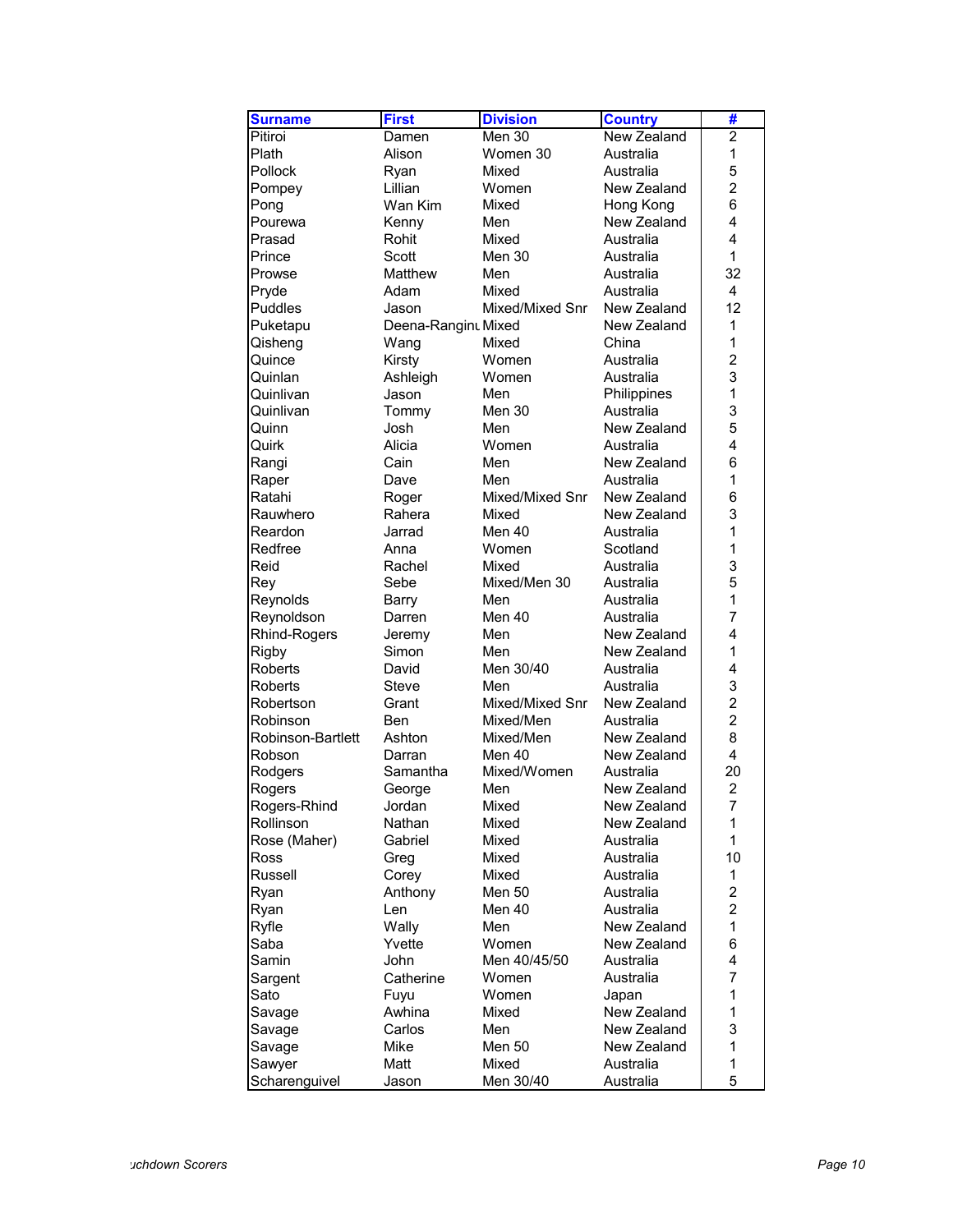| Surname | First | Division | Country | # |
|---|---|---|---|---|
| Pitiroi | Damen | Men 30 | New Zealand | 2 |
| Plath | Alison | Women 30 | Australia | 1 |
| Pollock | Ryan | Mixed | Australia | 5 |
| Pompey | Lillian | Women | New Zealand | 2 |
| Pong | Wan Kim | Mixed | Hong Kong | 6 |
| Pourewa | Kenny | Men | New Zealand | 4 |
| Prasad | Rohit | Mixed | Australia | 4 |
| Prince | Scott | Men 30 | Australia | 1 |
| Prowse | Matthew | Men | Australia | 32 |
| Pryde | Adam | Mixed | Australia | 4 |
| Puddles | Jason | Mixed/Mixed Snr | New Zealand | 12 |
| Puketapu | Deena-Ranginu | Mixed | New Zealand | 1 |
| Qisheng | Wang | Mixed | China | 1 |
| Quince | Kirsty | Women | Australia | 2 |
| Quinlan | Ashleigh | Women | Australia | 3 |
| Quinlivan | Jason | Men | Philippines | 1 |
| Quinlivan | Tommy | Men 30 | Australia | 3 |
| Quinn | Josh | Men | New Zealand | 5 |
| Quirk | Alicia | Women | Australia | 4 |
| Rangi | Cain | Men | New Zealand | 6 |
| Raper | Dave | Men | Australia | 1 |
| Ratahi | Roger | Mixed/Mixed Snr | New Zealand | 6 |
| Rauwhero | Rahera | Mixed | New Zealand | 3 |
| Reardon | Jarrad | Men 40 | Australia | 1 |
| Redfree | Anna | Women | Scotland | 1 |
| Reid | Rachel | Mixed | Australia | 3 |
| Rey | Sebe | Mixed/Men 30 | Australia | 5 |
| Reynolds | Barry | Men | Australia | 1 |
| Reynoldson | Darren | Men 40 | Australia | 7 |
| Rhind-Rogers | Jeremy | Men | New Zealand | 4 |
| Rigby | Simon | Men | New Zealand | 1 |
| Roberts | David | Men 30/40 | Australia | 4 |
| Roberts | Steve | Men | Australia | 3 |
| Robertson | Grant | Mixed/Mixed Snr | New Zealand | 2 |
| Robinson | Ben | Mixed/Men | Australia | 2 |
| Robinson-Bartlett | Ashton | Mixed/Men | New Zealand | 8 |
| Robson | Darran | Men 40 | New Zealand | 4 |
| Rodgers | Samantha | Mixed/Women | Australia | 20 |
| Rogers | George | Men | New Zealand | 2 |
| Rogers-Rhind | Jordan | Mixed | New Zealand | 7 |
| Rollinson | Nathan | Mixed | New Zealand | 1 |
| Rose (Maher) | Gabriel | Mixed | Australia | 1 |
| Ross | Greg | Mixed | Australia | 10 |
| Russell | Corey | Mixed | Australia | 1 |
| Ryan | Anthony | Men 50 | Australia | 2 |
| Ryan | Len | Men 40 | Australia | 2 |
| Ryfle | Wally | Men | New Zealand | 1 |
| Saba | Yvette | Women | New Zealand | 6 |
| Samin | John | Men 40/45/50 | Australia | 4 |
| Sargent | Catherine | Women | Australia | 7 |
| Sato | Fuyu | Women | Japan | 1 |
| Savage | Awhina | Mixed | New Zealand | 1 |
| Savage | Carlos | Men | New Zealand | 3 |
| Savage | Mike | Men 50 | New Zealand | 1 |
| Sawyer | Matt | Mixed | Australia | 1 |
| Scharenguivel | Jason | Men 30/40 | Australia | 5 |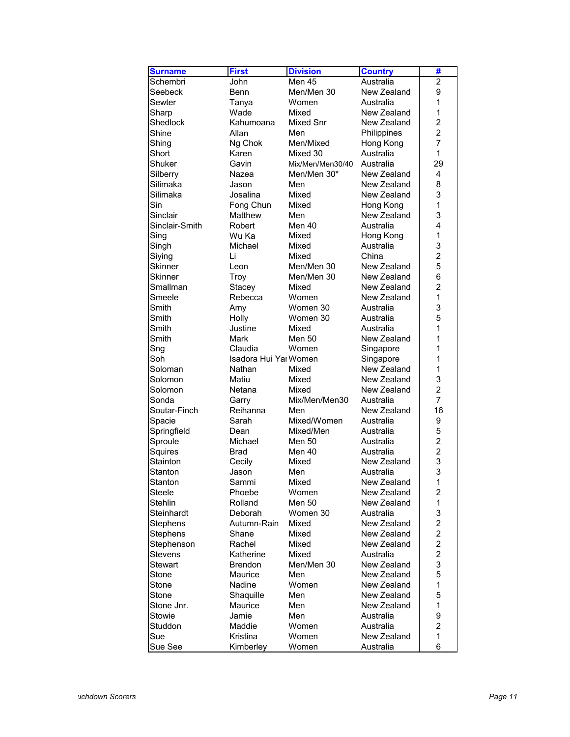| Surname | First | Division | Country | # |
|---|---|---|---|---|
| Schembri | John | Men 45 | Australia | 2 |
| Seebeck | Benn | Men/Men 30 | New Zealand | 9 |
| Sewter | Tanya | Women | Australia | 1 |
| Sharp | Wade | Mixed | New Zealand | 1 |
| Shedlock | Kahumoana | Mixed Snr | New Zealand | 2 |
| Shine | Allan | Men | Philippines | 2 |
| Shing | Ng Chok | Men/Mixed | Hong Kong | 7 |
| Short | Karen | Mixed 30 | Australia | 1 |
| Shuker | Gavin | Mix/Men/Men30/40 | Australia | 29 |
| Silberry | Nazea | Men/Men 30* | New Zealand | 4 |
| Silimaka | Jason | Men | New Zealand | 8 |
| Silimaka | Josalina | Mixed | New Zealand | 3 |
| Sin | Fong Chun | Mixed | Hong Kong | 1 |
| Sinclair | Matthew | Men | New Zealand | 3 |
| Sinclair-Smith | Robert | Men 40 | Australia | 4 |
| Sing | Wu Ka | Mixed | Hong Kong | 1 |
| Singh | Michael | Mixed | Australia | 3 |
| Siying | Li | Mixed | China | 2 |
| Skinner | Leon | Men/Men 30 | New Zealand | 5 |
| Skinner | Troy | Men/Men 30 | New Zealand | 6 |
| Smallman | Stacey | Mixed | New Zealand | 2 |
| Smeele | Rebecca | Women | New Zealand | 1 |
| Smith | Amy | Women 30 | Australia | 3 |
| Smith | Holly | Women 30 | Australia | 5 |
| Smith | Justine | Mixed | Australia | 1 |
| Smith | Mark | Men 50 | New Zealand | 1 |
| Sng | Claudia | Women | Singapore | 1 |
| Soh | Isadora Hui Yar | Women | Singapore | 1 |
| Soloman | Nathan | Mixed | New Zealand | 1 |
| Solomon | Matiu | Mixed | New Zealand | 3 |
| Solomon | Netana | Mixed | New Zealand | 2 |
| Sonda | Garry | Mix/Men/Men30 | Australia | 7 |
| Soutar-Finch | Reihanna | Men | New Zealand | 16 |
| Spacie | Sarah | Mixed/Women | Australia | 9 |
| Springfield | Dean | Mixed/Men | Australia | 5 |
| Sproule | Michael | Men 50 | Australia | 2 |
| Squires | Brad | Men 40 | Australia | 2 |
| Stainton | Cecily | Mixed | New Zealand | 3 |
| Stanton | Jason | Men | Australia | 3 |
| Stanton | Sammi | Mixed | New Zealand | 1 |
| Steele | Phoebe | Women | New Zealand | 2 |
| Stehlin | Rolland | Men 50 | New Zealand | 1 |
| Steinhardt | Deborah | Women 30 | Australia | 3 |
| Stephens | Autumn-Rain | Mixed | New Zealand | 2 |
| Stephens | Shane | Mixed | New Zealand | 2 |
| Stephenson | Rachel | Mixed | New Zealand | 2 |
| Stevens | Katherine | Mixed | Australia | 2 |
| Stewart | Brendon | Men/Men 30 | New Zealand | 3 |
| Stone | Maurice | Men | New Zealand | 5 |
| Stone | Nadine | Women | New Zealand | 1 |
| Stone | Shaquille | Men | New Zealand | 5 |
| Stone Jnr. | Maurice | Men | New Zealand | 1 |
| Stowie | Jamie | Men | Australia | 9 |
| Studdon | Maddie | Women | Australia | 2 |
| Sue | Kristina | Women | New Zealand | 1 |
| Sue See | Kimberley | Women | Australia | 6 |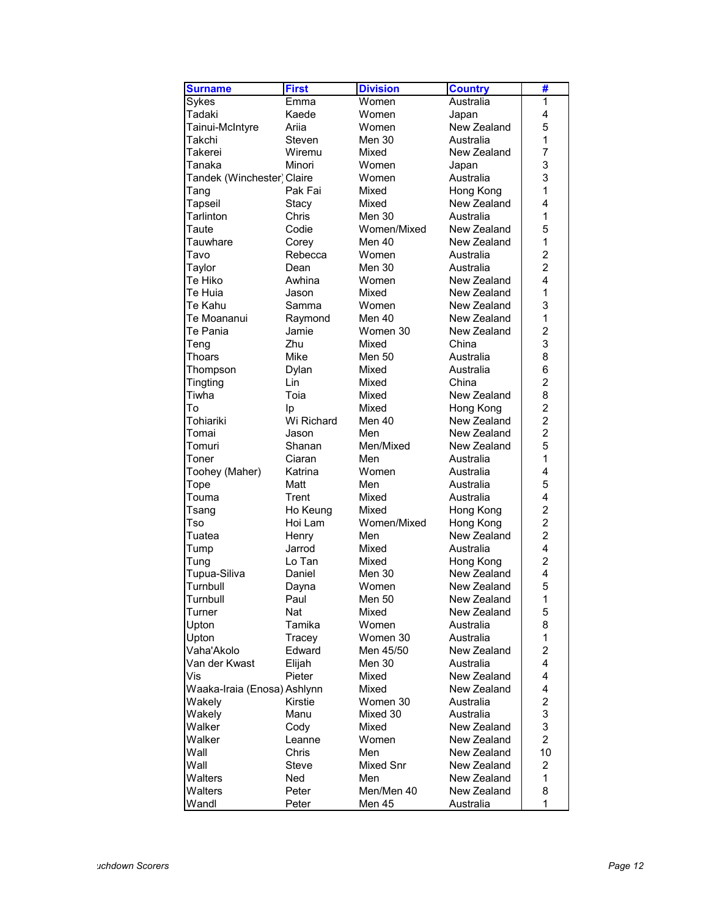| Surname | First | Division | Country | # |
|---|---|---|---|---|
| Sykes | Emma | Women | Australia | 1 |
| Tadaki | Kaede | Women | Japan | 4 |
| Tainui-McIntyre | Ariia | Women | New Zealand | 5 |
| Takchi | Steven | Men 30 | Australia | 1 |
| Takerei | Wiremu | Mixed | New Zealand | 7 |
| Tanaka | Minori | Women | Japan | 3 |
| Tandek (Winchester) | Claire | Women | Australia | 3 |
| Tang | Pak Fai | Mixed | Hong Kong | 1 |
| Tapseil | Stacy | Mixed | New Zealand | 4 |
| Tarlinton | Chris | Men 30 | Australia | 1 |
| Taute | Codie | Women/Mixed | New Zealand | 5 |
| Tauwhare | Corey | Men 40 | New Zealand | 1 |
| Tavo | Rebecca | Women | Australia | 2 |
| Taylor | Dean | Men 30 | Australia | 2 |
| Te Hiko | Awhina | Women | New Zealand | 4 |
| Te Huia | Jason | Mixed | New Zealand | 1 |
| Te Kahu | Samma | Women | New Zealand | 3 |
| Te Moananui | Raymond | Men 40 | New Zealand | 1 |
| Te Pania | Jamie | Women 30 | New Zealand | 2 |
| Teng | Zhu | Mixed | China | 3 |
| Thoars | Mike | Men 50 | Australia | 8 |
| Thompson | Dylan | Mixed | Australia | 6 |
| Tingting | Lin | Mixed | China | 2 |
| Tiwha | Toia | Mixed | New Zealand | 8 |
| To | Ip | Mixed | Hong Kong | 2 |
| Tohiariki | Wi Richard | Men 40 | New Zealand | 2 |
| Tomai | Jason | Men | New Zealand | 2 |
| Tomuri | Shanan | Men/Mixed | New Zealand | 5 |
| Toner | Ciaran | Men | Australia | 1 |
| Toohey (Maher) | Katrina | Women | Australia | 4 |
| Tope | Matt | Men | Australia | 5 |
| Touma | Trent | Mixed | Australia | 4 |
| Tsang | Ho Keung | Mixed | Hong Kong | 2 |
| Tso | Hoi Lam | Women/Mixed | Hong Kong | 2 |
| Tuatea | Henry | Men | New Zealand | 2 |
| Tump | Jarrod | Mixed | Australia | 4 |
| Tung | Lo Tan | Mixed | Hong Kong | 2 |
| Tupua-Siliva | Daniel | Men 30 | New Zealand | 4 |
| Turnbull | Dayna | Women | New Zealand | 5 |
| Turnbull | Paul | Men 50 | New Zealand | 1 |
| Turner | Nat | Mixed | New Zealand | 5 |
| Upton | Tamika | Women | Australia | 8 |
| Upton | Tracey | Women 30 | Australia | 1 |
| Vaha'Akolo | Edward | Men 45/50 | New Zealand | 2 |
| Van der Kwast | Elijah | Men 30 | Australia | 4 |
| Vis | Pieter | Mixed | New Zealand | 4 |
| Waaka-Iraia (Enosa) | Ashlynn | Mixed | New Zealand | 4 |
| Wakely | Kirstie | Women 30 | Australia | 2 |
| Wakely | Manu | Mixed 30 | Australia | 3 |
| Walker | Cody | Mixed | New Zealand | 3 |
| Walker | Leanne | Women | New Zealand | 2 |
| Wall | Chris | Men | New Zealand | 10 |
| Wall | Steve | Mixed Snr | New Zealand | 2 |
| Walters | Ned | Men | New Zealand | 1 |
| Walters | Peter | Men/Men 40 | New Zealand | 8 |
| Wandl | Peter | Men 45 | Australia | 1 |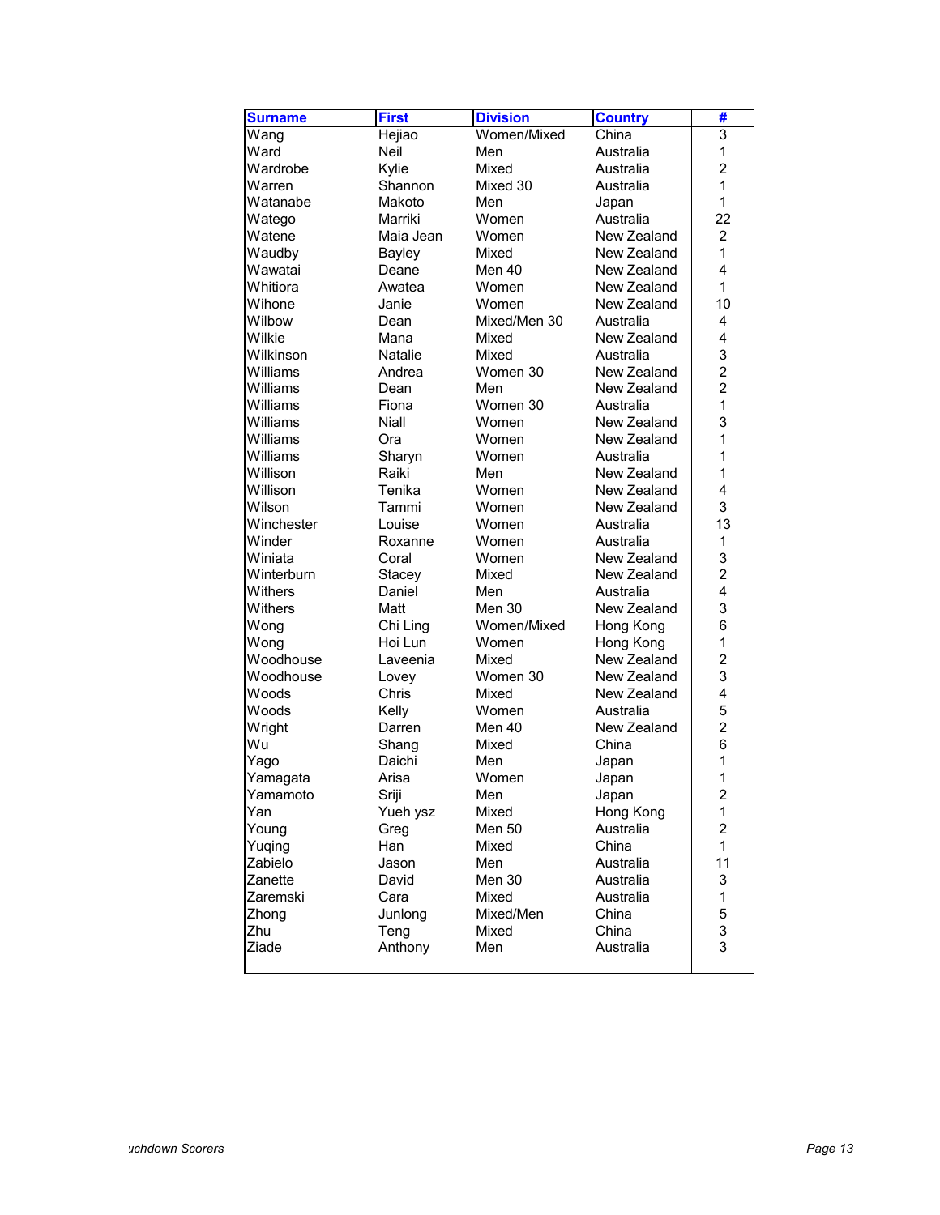| Surname | First | Division | Country | # |
|---|---|---|---|---|
| Wang | Hejiao | Women/Mixed | China | 3 |
| Ward | Neil | Men | Australia | 1 |
| Wardrobe | Kylie | Mixed | Australia | 2 |
| Warren | Shannon | Mixed 30 | Australia | 1 |
| Watanabe | Makoto | Men | Japan | 1 |
| Watego | Marriki | Women | Australia | 22 |
| Watene | Maia Jean | Women | New Zealand | 2 |
| Waudby | Bayley | Mixed | New Zealand | 1 |
| Wawatai | Deane | Men 40 | New Zealand | 4 |
| Whitiora | Awatea | Women | New Zealand | 1 |
| Wihone | Janie | Women | New Zealand | 10 |
| Wilbow | Dean | Mixed/Men 30 | Australia | 4 |
| Wilkie | Mana | Mixed | New Zealand | 4 |
| Wilkinson | Natalie | Mixed | Australia | 3 |
| Williams | Andrea | Women 30 | New Zealand | 2 |
| Williams | Dean | Men | New Zealand | 2 |
| Williams | Fiona | Women 30 | Australia | 1 |
| Williams | Niall | Women | New Zealand | 3 |
| Williams | Ora | Women | New Zealand | 1 |
| Williams | Sharyn | Women | Australia | 1 |
| Willison | Raiki | Men | New Zealand | 1 |
| Willison | Tenika | Women | New Zealand | 4 |
| Wilson | Tammi | Women | New Zealand | 3 |
| Winchester | Louise | Women | Australia | 13 |
| Winder | Roxanne | Women | Australia | 1 |
| Winiata | Coral | Women | New Zealand | 3 |
| Winterburn | Stacey | Mixed | New Zealand | 2 |
| Withers | Daniel | Men | Australia | 4 |
| Withers | Matt | Men 30 | New Zealand | 3 |
| Wong | Chi Ling | Women/Mixed | Hong Kong | 6 |
| Wong | Hoi Lun | Women | Hong Kong | 1 |
| Woodhouse | Laveenia | Mixed | New Zealand | 2 |
| Woodhouse | Lovey | Women 30 | New Zealand | 3 |
| Woods | Chris | Mixed | New Zealand | 4 |
| Woods | Kelly | Women | Australia | 5 |
| Wright | Darren | Men 40 | New Zealand | 2 |
| Wu | Shang | Mixed | China | 6 |
| Yago | Daichi | Men | Japan | 1 |
| Yamagata | Arisa | Women | Japan | 1 |
| Yamamoto | Sriji | Men | Japan | 2 |
| Yan | Yueh ysz | Mixed | Hong Kong | 1 |
| Young | Greg | Men 50 | Australia | 2 |
| Yuqing | Han | Mixed | China | 1 |
| Zabielo | Jason | Men | Australia | 11 |
| Zanette | David | Men 30 | Australia | 3 |
| Zaremski | Cara | Mixed | Australia | 1 |
| Zhong | Junlong | Mixed/Men | China | 5 |
| Zhu | Teng | Mixed | China | 3 |
| Ziade | Anthony | Men | Australia | 3 |